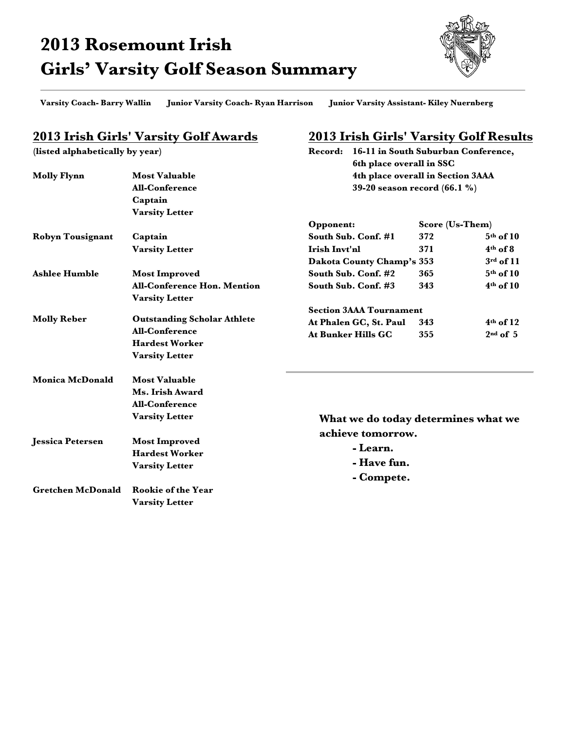# 2013 Rosemount Irish Girls' Varsity Golf Season Summary

**Varsity Coach- Barry Wallin** **Junior Varsity Coach- Ryan Harrison** **Junior Varsity Assistant- Kiley Nuernberg**

## 2013 Irish Girls' Varsity Golf Awards

(listed alphabetically by year)

| Name | Awards |
| --- | --- |
| **Molly Flynn** | **Most Valuable**<br>**All-Conference**<br>**Captain**<br>**Varsity Letter** |
| **Robyn Tousignant** | **Captain**<br>**Varsity Letter** |
| **Ashlee Humble** | **Most Improved**<br>**All-Conference Hon. Mention**<br>**Varsity Letter** |
| **Molly Reber** | **Outstanding Scholar Athlete**<br>**All-Conference**<br>**Hardest Worker**<br>**Varsity Letter** |
| **Monica McDonald** | **Most Valuable**<br>**Ms. Irish Award**<br>**All-Conference**<br>**Varsity Letter** |
| **Jessica Petersen** | **Most Improved**<br>**Hardest Worker**<br>**Varsity Letter** |
| **Gretchen McDonald** | **Rookie of the Year**<br>**Varsity Letter** |

## 2013 Irish Girls' Varsity Golf Results

**Record: 16-11 in South Suburban Conference,**
**6th place overall in SSC**
**4th place overall in Section 3AAA**
**39-20 season record (66.1 %)**

| Opponent: | Score (Us-Them) | |
| --- | --- | --- |
| South Sub. Conf. #1 | 372 | 5th of 10 |
| Irish Invt'nl | 371 | 4th of 8 |
| Dakota County Champ's | 353 | 3rd of 11 |
| South Sub. Conf. #2 | 365 | 5th of 10 |
| South Sub. Conf. #3 | 343 | 4th of 10 |
| **Section 3AAA Tournament** | | |
| At Phalen GC, St. Paul | 343 | 4th of 12 |
| At Bunker Hills GC | 355 | 2nd of 5 |

**What we do today determines what we achieve tomorrow.**

- **Learn.**
- **Have fun.**
- **Compete.**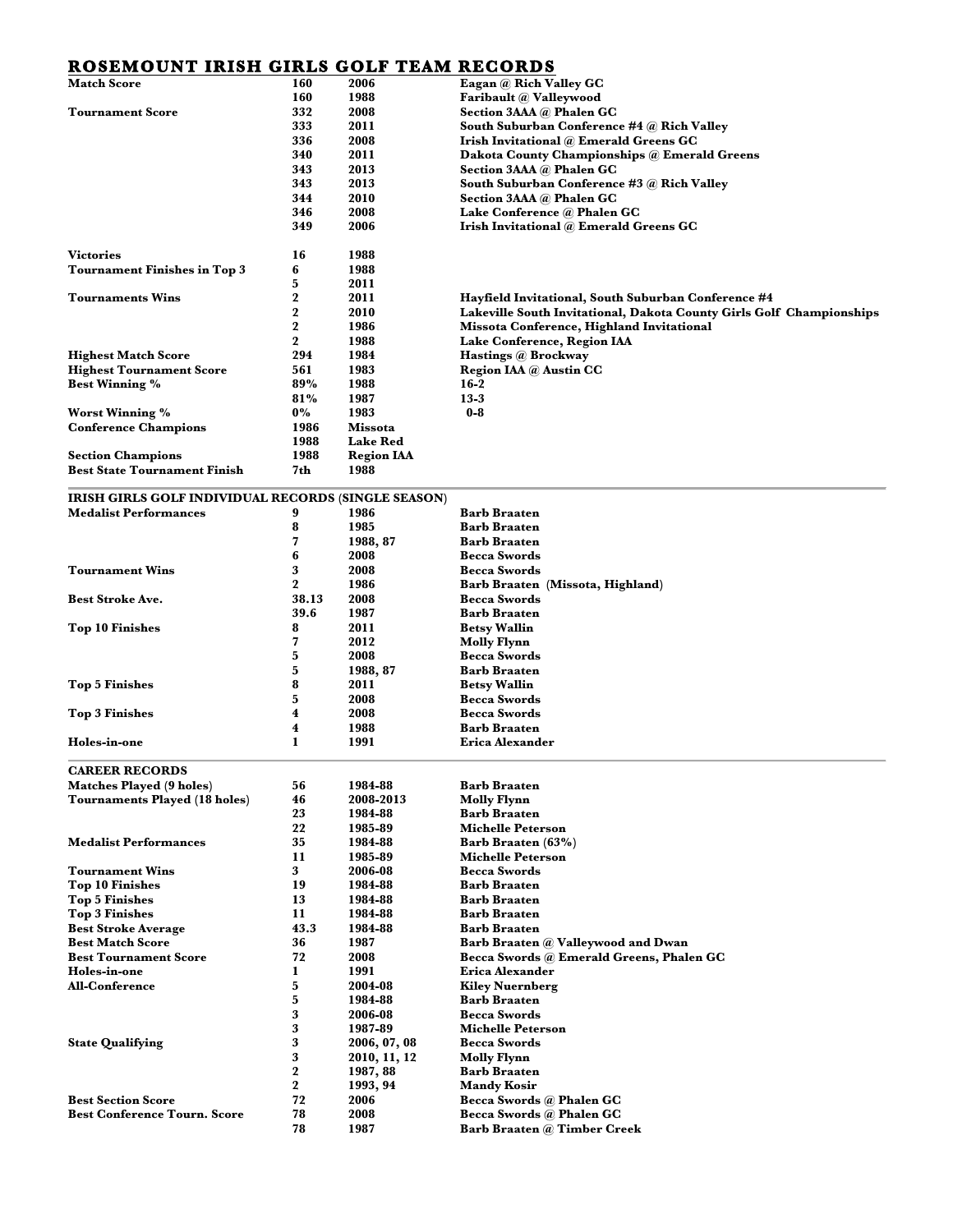## ROSEMOUNT IRISH GIRLS GOLF TEAM RECORDS

| | | | |
|---|---|---|---|
| **Match Score** | 160 | 2006 | Eagan @ Rich Valley GC |
| | 160 | 1988 | Faribault @ Valleywood |
| **Tournament Score** | 332 | 2008 | Section 3AAA @ Phalen GC |
| | 333 | 2011 | South Suburban Conference #4 @ Rich Valley |
| | 336 | 2008 | Irish Invitational @ Emerald Greens GC |
| | 340 | 2011 | Dakota County Championships @ Emerald Greens |
| | 343 | 2013 | Section 3AAA @ Phalen GC |
| | 343 | 2013 | South Suburban Conference #3 @ Rich Valley |
| | 344 | 2010 | Section 3AAA @ Phalen GC |
| | 346 | 2008 | Lake Conference @ Phalen GC |
| | 349 | 2006 | Irish Invitational @ Emerald Greens GC |
| **Victories** | 16 | 1988 | |
| **Tournament Finishes in Top 3** | 6 | 1988 | |
| | 5 | 2011 | |
| **Tournaments Wins** | 2 | 2011 | Hayfield Invitational, South Suburban Conference #4 |
| | 2 | 2010 | Lakeville South Invitational, Dakota County Girls Golf Championships |
| | 2 | 1986 | Missota Conference, Highland Invitational |
| | 2 | 1988 | Lake Conference, Region IAA |
| **Highest Match Score** | 294 | 1984 | Hastings @ Brockway |
| **Highest Tournament Score** | 561 | 1983 | Region IAA @ Austin CC |
| **Best Winning %** | 89% | 1988 | 16-2 |
| | 81% | 1987 | 13-3 |
| **Worst Winning %** | 0% | 1983 | 0-8 |
| **Conference Champions** | 1986 | Missota | |
| | 1988 | Lake Red | |
| **Section Champions** | 1988 | Region IAA | |
| **Best State Tournament Finish** | 7th | 1988 | |

### IRISH GIRLS GOLF INDIVIDUAL RECORDS (SINGLE SEASON)

| | | | |
|---|---|---|---|
| **Medalist Performances** | 9 | 1986 | Barb Braaten |
| | 8 | 1985 | Barb Braaten |
| | 7 | 1988, 87 | Barb Braaten |
| | 6 | 2008 | Becca Swords |
| **Tournament Wins** | 3 | 2008 | Becca Swords |
| | 2 | 1986 | Barb Braaten (Missota, Highland) |
| **Best Stroke Ave.** | 38.13 | 2008 | Becca Swords |
| | 39.6 | 1987 | Barb Braaten |
| **Top 10 Finishes** | 8 | 2011 | Betsy Wallin |
| | 7 | 2012 | Molly Flynn |
| | 5 | 2008 | Becca Swords |
| | 5 | 1988, 87 | Barb Braaten |
| **Top 5 Finishes** | 8 | 2011 | Betsy Wallin |
| | 5 | 2008 | Becca Swords |
| **Top 3 Finishes** | 4 | 2008 | Becca Swords |
| | 4 | 1988 | Barb Braaten |
| **Holes-in-one** | 1 | 1991 | Erica Alexander |

### CAREER RECORDS

| | | | |
|---|---|---|---|
| **Matches Played (9 holes)** | 56 | 1984-88 | Barb Braaten |
| **Tournaments Played (18 holes)** | 46 | 2008-2013 | Molly Flynn |
| | 23 | 1984-88 | Barb Braaten |
| | 22 | 1985-89 | Michelle Peterson |
| **Medalist Performances** | 35 | 1984-88 | Barb Braaten (63%) |
| | 11 | 1985-89 | Michelle Peterson |
| **Tournament Wins** | 3 | 2006-08 | Becca Swords |
| **Top 10 Finishes** | 19 | 1984-88 | Barb Braaten |
| **Top 5 Finishes** | 13 | 1984-88 | Barb Braaten |
| **Top 3 Finishes** | 11 | 1984-88 | Barb Braaten |
| **Best Stroke Average** | 43.3 | 1984-88 | Barb Braaten |
| **Best Match Score** | 36 | 1987 | Barb Braaten @ Valleywood and Dwan |
| **Best Tournament Score** | 72 | 2008 | Becca Swords @ Emerald Greens, Phalen GC |
| **Holes-in-one** | 1 | 1991 | Erica Alexander |
| **All-Conference** | 5 | 2004-08 | Kiley Nuernberg |
| | 5 | 1984-88 | Barb Braaten |
| | 3 | 2006-08 | Becca Swords |
| | 3 | 1987-89 | Michelle Peterson |
| **State Qualifying** | 3 | 2006, 07, 08 | Becca Swords |
| | 3 | 2010, 11, 12 | Molly Flynn |
| | 2 | 1987, 88 | Barb Braaten |
| | 2 | 1993, 94 | Mandy Kosir |
| **Best Section Score** | 72 | 2006 | Becca Swords @ Phalen GC |
| **Best Conference Tourn. Score** | 78 | 2008 | Becca Swords @ Phalen GC |
| | 78 | 1987 | Barb Braaten @ Timber Creek |